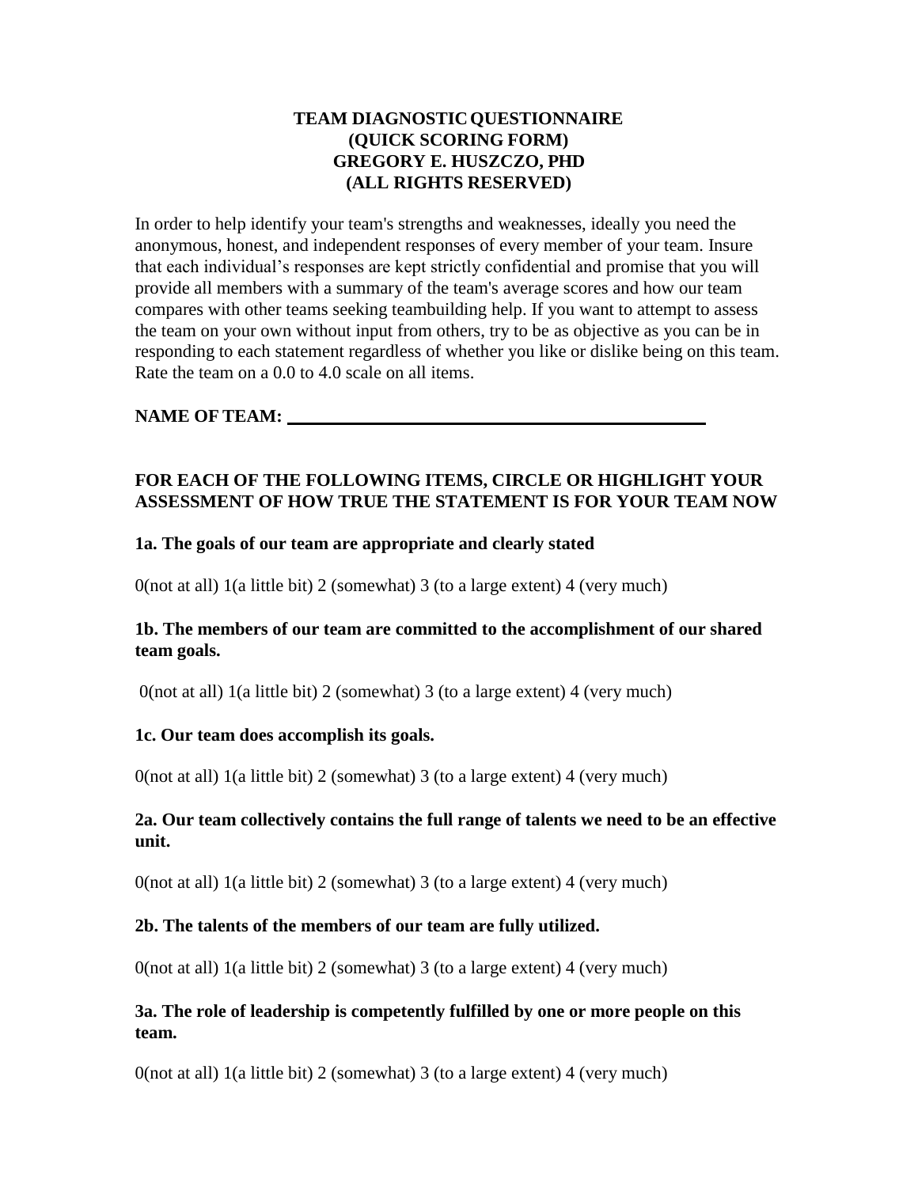**TEAM DIAGNOSTIC QUESTIONNAIRE**
**(QUICK SCORING FORM)**
**GREGORY E. HUSZCZO, PHD**
**(ALL RIGHTS RESERVED)**

In order to help identify your team's strengths and weaknesses, ideally you need the anonymous, honest, and independent responses of every member of your team. Insure that each individual's responses are kept strictly confidential and promise that you will provide all members with a summary of the team's average scores and how our team compares with other teams seeking teambuilding help. If you want to attempt to assess the team on your own without input from others, try to be as objective as you can be in responding to each statement regardless of whether you like or dislike being on this team. Rate the team on a 0.0 to 4.0 scale on all items.

**NAME OF TEAM: ______________________________________**

**FOR EACH OF THE FOLLOWING ITEMS, CIRCLE OR HIGHLIGHT YOUR ASSESSMENT OF HOW TRUE THE STATEMENT IS FOR YOUR TEAM NOW**

**1a. The goals of our team are appropriate and clearly stated**

0(not at all) 1(a little bit) 2 (somewhat) 3 (to a large extent) 4 (very much)

**1b. The members of our team are committed to the accomplishment of our shared team goals.**

0(not at all) 1(a little bit) 2 (somewhat) 3 (to a large extent) 4 (very much)

**1c. Our team does accomplish its goals.**

0(not at all) 1(a little bit) 2 (somewhat) 3 (to a large extent) 4 (very much)

**2a. Our team collectively contains the full range of talents we need to be an effective unit.**

0(not at all) 1(a little bit) 2 (somewhat) 3 (to a large extent) 4 (very much)

**2b. The talents of the members of our team are fully utilized.**

0(not at all) 1(a little bit) 2 (somewhat) 3 (to a large extent) 4 (very much)

**3a. The role of leadership is competently fulfilled by one or more people on this team.**

0(not at all) 1(a little bit) 2 (somewhat) 3 (to a large extent) 4 (very much)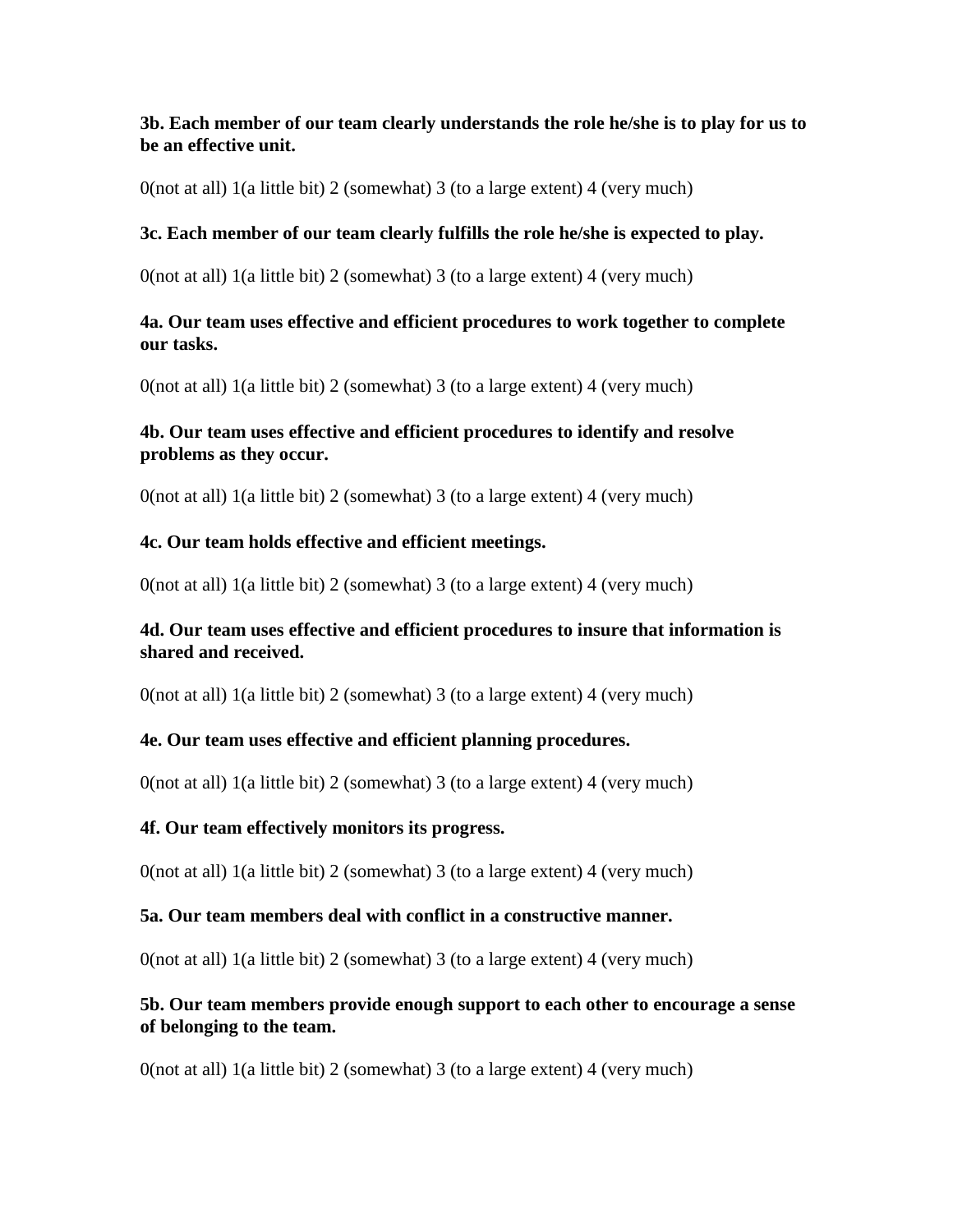**3b. Each member of our team clearly understands the role he/she is to play for us to be an effective unit.**

0(not at all) 1(a little bit) 2 (somewhat) 3 (to a large extent) 4 (very much)

**3c. Each member of our team clearly fulfills the role he/she is expected to play.**

0(not at all) 1(a little bit) 2 (somewhat) 3 (to a large extent) 4 (very much)

**4a. Our team uses effective and efficient procedures to work together to complete our tasks.**

0(not at all) 1(a little bit) 2 (somewhat) 3 (to a large extent) 4 (very much)

**4b. Our team uses effective and efficient procedures to identify and resolve problems as they occur.**

0(not at all) 1(a little bit) 2 (somewhat) 3 (to a large extent) 4 (very much)

**4c. Our team holds effective and efficient meetings.**

0(not at all) 1(a little bit) 2 (somewhat) 3 (to a large extent) 4 (very much)

**4d. Our team uses effective and efficient procedures to insure that information is shared and received.**

0(not at all) 1(a little bit) 2 (somewhat) 3 (to a large extent) 4 (very much)

**4e. Our team uses effective and efficient planning procedures.**

0(not at all) 1(a little bit) 2 (somewhat) 3 (to a large extent) 4 (very much)

**4f. Our team effectively monitors its progress.**

0(not at all) 1(a little bit) 2 (somewhat) 3 (to a large extent) 4 (very much)

**5a. Our team members deal with conflict in a constructive manner.**

0(not at all) 1(a little bit) 2 (somewhat) 3 (to a large extent) 4 (very much)

**5b. Our team members provide enough support to each other to encourage a sense of belonging to the team.**

0(not at all) 1(a little bit) 2 (somewhat) 3 (to a large extent) 4 (very much)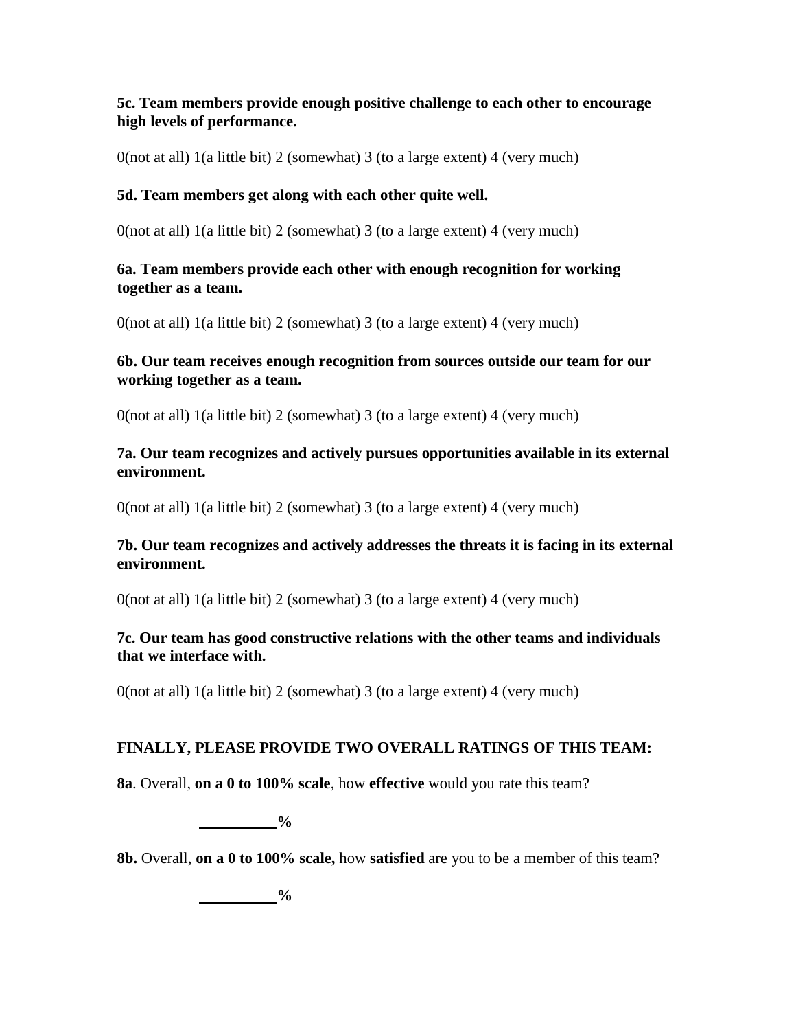**5c. Team members provide enough positive challenge to each other to encourage high levels of performance.**

0(not at all) 1(a little bit) 2 (somewhat) 3 (to a large extent) 4 (very much)

**5d. Team members get along with each other quite well.**

0(not at all) 1(a little bit) 2 (somewhat) 3 (to a large extent) 4 (very much)

**6a. Team members provide each other with enough recognition for working together as a team.**

0(not at all) 1(a little bit) 2 (somewhat) 3 (to a large extent) 4 (very much)

**6b. Our team receives enough recognition from sources outside our team for our working together as a team.**

0(not at all) 1(a little bit) 2 (somewhat) 3 (to a large extent) 4 (very much)

**7a. Our team recognizes and actively pursues opportunities available in its external environment.**

0(not at all) 1(a little bit) 2 (somewhat) 3 (to a large extent) 4 (very much)

**7b. Our team recognizes and actively addresses the threats it is facing in its external environment.**

0(not at all) 1(a little bit) 2 (somewhat) 3 (to a large extent) 4 (very much)

**7c. Our team has good constructive relations with the other teams and individuals that we interface with.**

0(not at all) 1(a little bit) 2 (somewhat) 3 (to a large extent) 4 (very much)

**FINALLY, PLEASE PROVIDE TWO OVERALL RATINGS OF THIS TEAM:**

**8a**. Overall, **on a 0 to 100% scale**, how **effective** would you rate this team?

__________**%**

**8b.** Overall, **on a 0 to 100% scale,** how **satisfied** are you to be a member of this team?

__________**%**